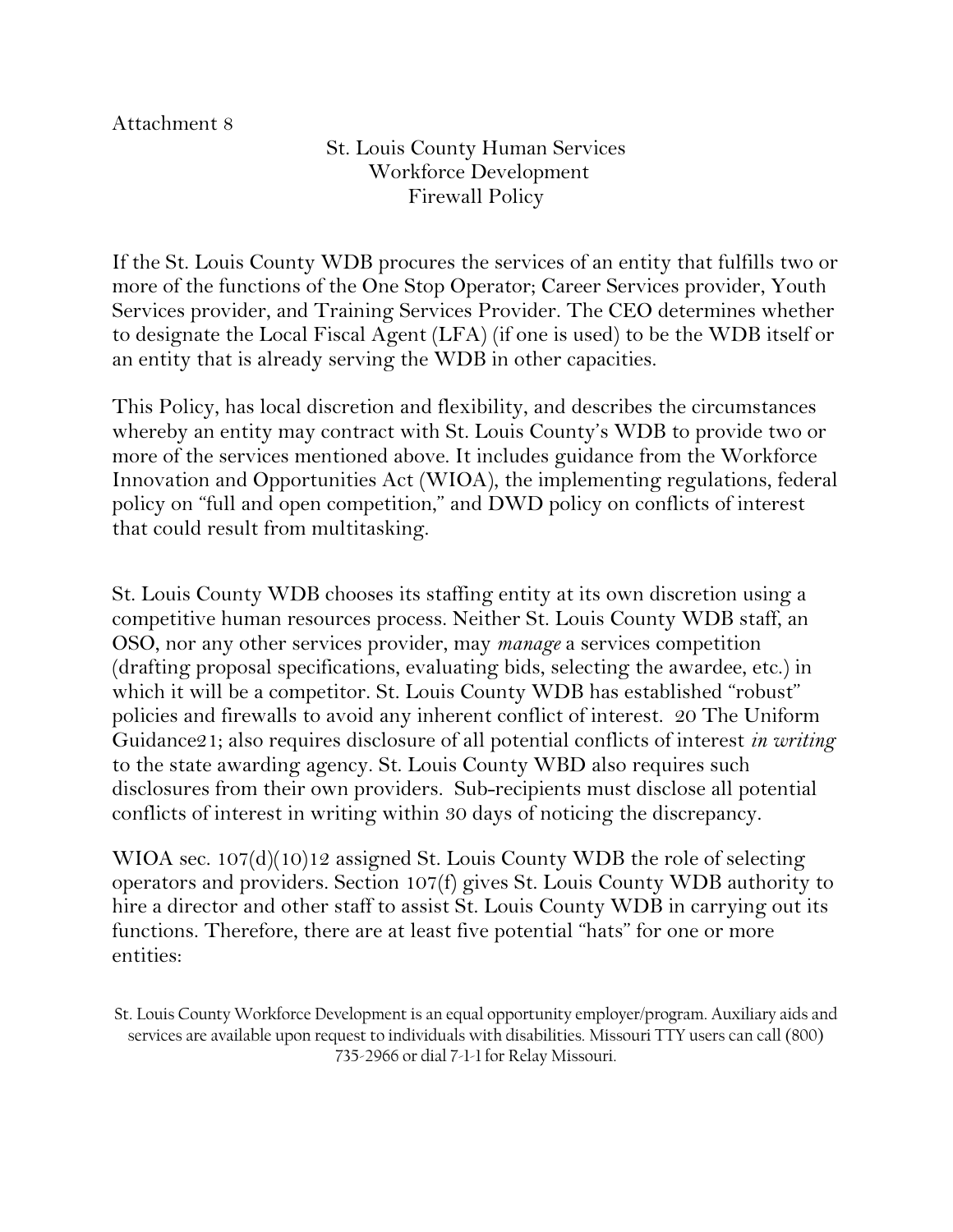Attachment 8

# St. Louis County Human Services
## Workforce Development
## Firewall Policy

If the St. Louis County WDB procures the services of an entity that fulfills two or more of the functions of the One Stop Operator; Career Services provider, Youth Services provider, and Training Services Provider. The CEO determines whether to designate the Local Fiscal Agent (LFA) (if one is used) to be the WDB itself or an entity that is already serving the WDB in other capacities.

This Policy, has local discretion and flexibility, and describes the circumstances whereby an entity may contract with St. Louis County's WDB to provide two or more of the services mentioned above. It includes guidance from the Workforce Innovation and Opportunities Act (WIOA), the implementing regulations, federal policy on "full and open competition," and DWD policy on conflicts of interest that could result from multitasking.

St. Louis County WDB chooses its staffing entity at its own discretion using a competitive human resources process. Neither St. Louis County WDB staff, an OSO, nor any other services provider, may *manage* a services competition (drafting proposal specifications, evaluating bids, selecting the awardee, etc.) in which it will be a competitor. St. Louis County WDB has established "robust" policies and firewalls to avoid any inherent conflict of interest. 20 The Uniform Guidance21; also requires disclosure of all potential conflicts of interest *in writing* to the state awarding agency. St. Louis County WBD also requires such disclosures from their own providers. Sub-recipients must disclose all potential conflicts of interest in writing within 30 days of noticing the discrepancy.

WIOA sec. 107(d)(10)12 assigned St. Louis County WDB the role of selecting operators and providers. Section 107(f) gives St. Louis County WDB authority to hire a director and other staff to assist St. Louis County WDB in carrying out its functions. Therefore, there are at least five potential "hats" for one or more entities:

St. Louis County Workforce Development is an equal opportunity employer/program. Auxiliary aids and services are available upon request to individuals with disabilities. Missouri TTY users can call (800) 735-2966 or dial 7-1-1 for Relay Missouri.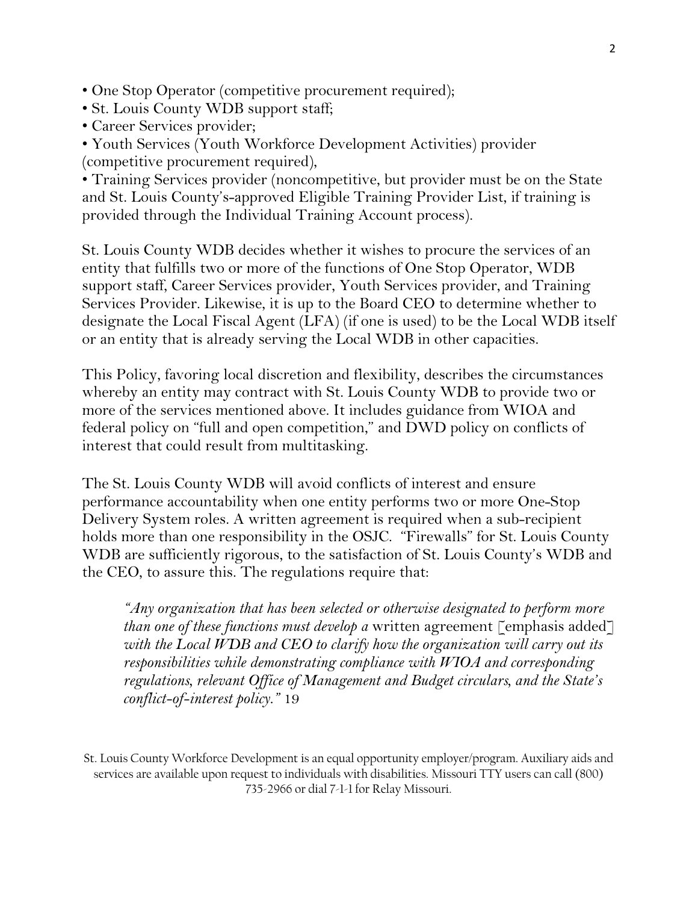- One Stop Operator (competitive procurement required);
- St. Louis County WDB support staff;
- Career Services provider;
- Youth Services (Youth Workforce Development Activities) provider (competitive procurement required),
- Training Services provider (noncompetitive, but provider must be on the State and St. Louis County's-approved Eligible Training Provider List, if training is provided through the Individual Training Account process).

St. Louis County WDB decides whether it wishes to procure the services of an entity that fulfills two or more of the functions of One Stop Operator, WDB support staff, Career Services provider, Youth Services provider, and Training Services Provider. Likewise, it is up to the Board CEO to determine whether to designate the Local Fiscal Agent (LFA) (if one is used) to be the Local WDB itself or an entity that is already serving the Local WDB in other capacities.

This Policy, favoring local discretion and flexibility, describes the circumstances whereby an entity may contract with St. Louis County WDB to provide two or more of the services mentioned above. It includes guidance from WIOA and federal policy on "full and open competition," and DWD policy on conflicts of interest that could result from multitasking.

The St. Louis County WDB will avoid conflicts of interest and ensure performance accountability when one entity performs two or more One-Stop Delivery System roles. A written agreement is required when a sub-recipient holds more than one responsibility in the OSJC. "Firewalls" for St. Louis County WDB are sufficiently rigorous, to the satisfaction of St. Louis County's WDB and the CEO, to assure this. The regulations require that:

> *"Any organization that has been selected or otherwise designated to perform more than one of these functions must develop a* written agreement [emphasis added] *with the Local WDB and CEO to clarify how the organization will carry out its responsibilities while demonstrating compliance with WIOA and corresponding regulations, relevant Office of Management and Budget circulars, and the State's conflict-of-interest policy."* 19

St. Louis County Workforce Development is an equal opportunity employer/program. Auxiliary aids and services are available upon request to individuals with disabilities. Missouri TTY users can call (800) 735-2966 or dial 7-1-1 for Relay Missouri.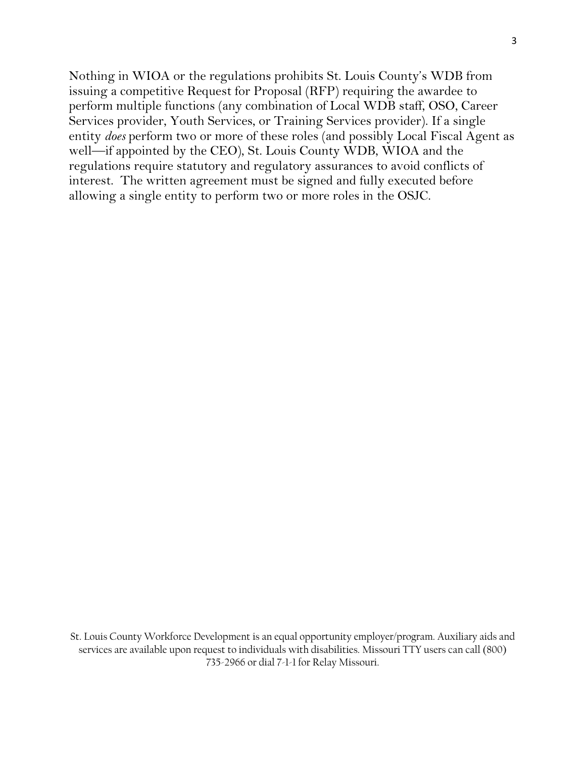Nothing in WIOA or the regulations prohibits St. Louis County's WDB from issuing a competitive Request for Proposal (RFP) requiring the awardee to perform multiple functions (any combination of Local WDB staff, OSO, Career Services provider, Youth Services, or Training Services provider). If a single entity *does* perform two or more of these roles (and possibly Local Fiscal Agent as well—if appointed by the CEO), St. Louis County WDB, WIOA and the regulations require statutory and regulatory assurances to avoid conflicts of interest. The written agreement must be signed and fully executed before allowing a single entity to perform two or more roles in the OSJC.

St. Louis County Workforce Development is an equal opportunity employer/program. Auxiliary aids and services are available upon request to individuals with disabilities. Missouri TTY users can call (800) 735-2966 or dial 7-1-1 for Relay Missouri.